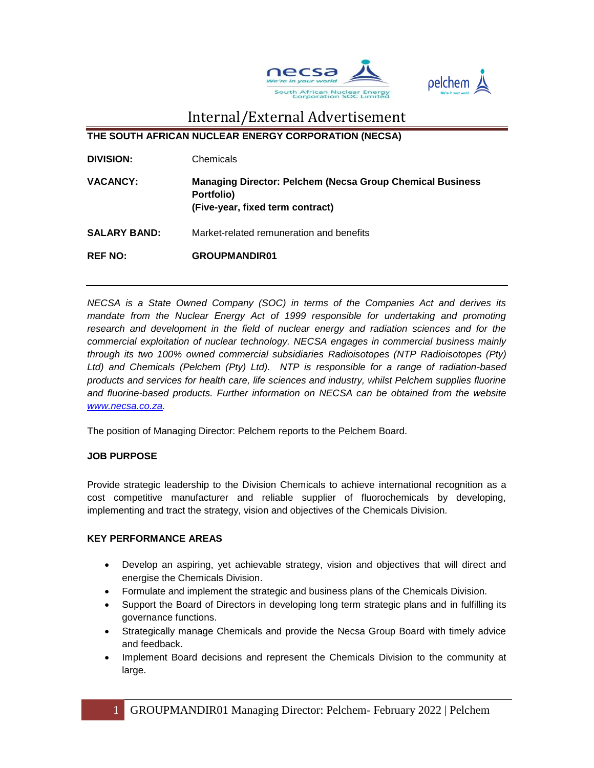# Internal/External Advertisement

**THE SOUTH AFRICAN NUCLEAR ENERGY CORPORATION (NECSA)**

| | |
|---|---|
| **DIVISION:** | Chemicals |
| **VACANCY:** | **Managing Director: Pelchem (Necsa Group Chemical Business Portfolio)**<br>**(Five-year, fixed term contract)** |
| **SALARY BAND:** | Market-related remuneration and benefits |
| **REF NO:** | **GROUPMANDIR01** |

*NECSA is a State Owned Company (SOC) in terms of the Companies Act and derives its mandate from the Nuclear Energy Act of 1999 responsible for undertaking and promoting research and development in the field of nuclear energy and radiation sciences and for the commercial exploitation of nuclear technology. NECSA engages in commercial business mainly through its two 100% owned commercial subsidiaries Radioisotopes (NTP Radioisotopes (Pty) Ltd) and Chemicals (Pelchem (Pty) Ltd). NTP is responsible for a range of radiation-based products and services for health care, life sciences and industry, whilst Pelchem supplies fluorine and fluorine-based products. Further information on NECSA can be obtained from the website www.necsa.co.za.*

The position of Managing Director: Pelchem reports to the Pelchem Board.

**JOB PURPOSE**

Provide strategic leadership to the Division Chemicals to achieve international recognition as a cost competitive manufacturer and reliable supplier of fluorochemicals by developing, implementing and tract the strategy, vision and objectives of the Chemicals Division.

**KEY PERFORMANCE AREAS**

- Develop an aspiring, yet achievable strategy, vision and objectives that will direct and energise the Chemicals Division.
- Formulate and implement the strategic and business plans of the Chemicals Division.
- Support the Board of Directors in developing long term strategic plans and in fulfilling its governance functions.
- Strategically manage Chemicals and provide the Necsa Group Board with timely advice and feedback.
- Implement Board decisions and represent the Chemicals Division to the community at large.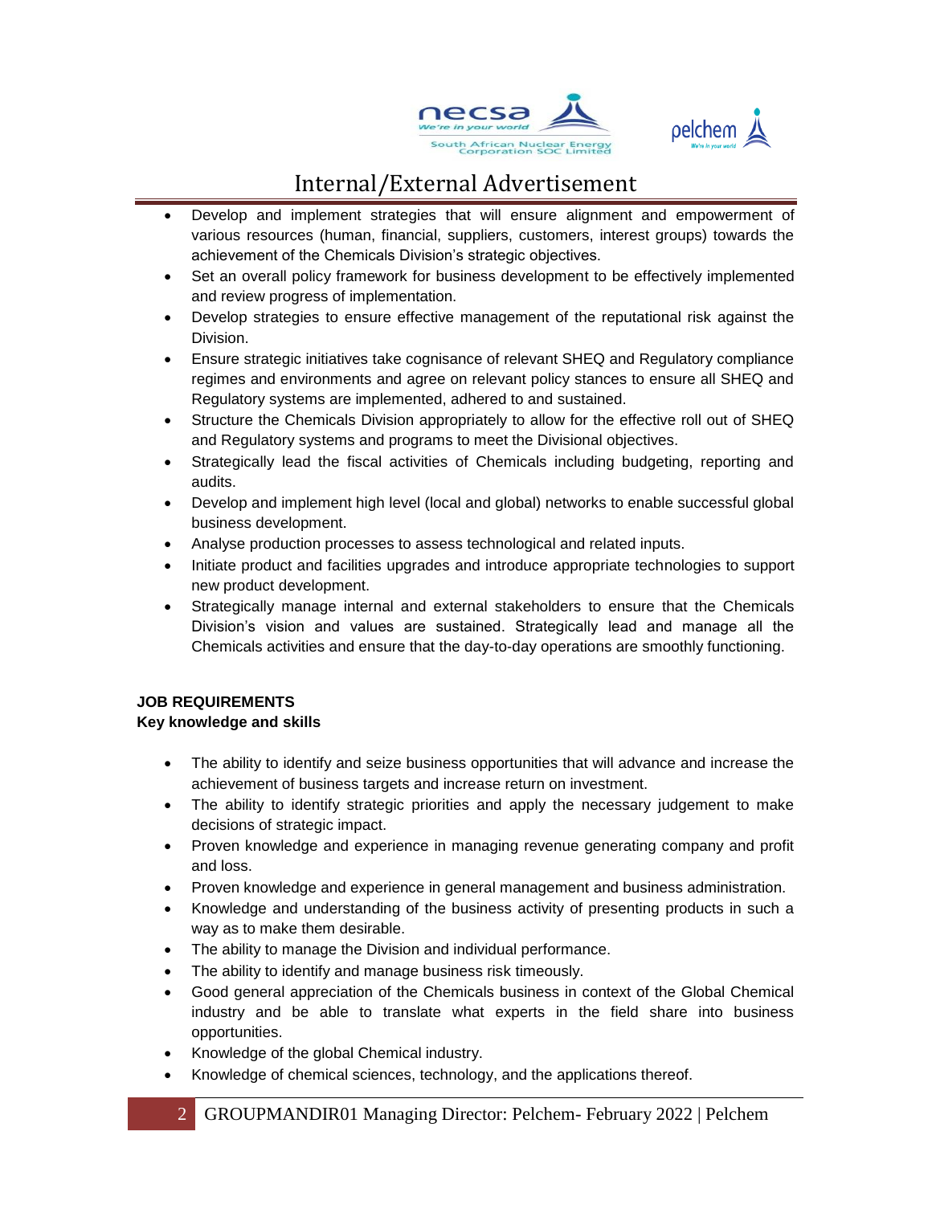- Develop and implement strategies that will ensure alignment and empowerment of various resources (human, financial, suppliers, customers, interest groups) towards the achievement of the Chemicals Division's strategic objectives.
- Set an overall policy framework for business development to be effectively implemented and review progress of implementation.
- Develop strategies to ensure effective management of the reputational risk against the Division.
- Ensure strategic initiatives take cognisance of relevant SHEQ and Regulatory compliance regimes and environments and agree on relevant policy stances to ensure all SHEQ and Regulatory systems are implemented, adhered to and sustained.
- Structure the Chemicals Division appropriately to allow for the effective roll out of SHEQ and Regulatory systems and programs to meet the Divisional objectives.
- Strategically lead the fiscal activities of Chemicals including budgeting, reporting and audits.
- Develop and implement high level (local and global) networks to enable successful global business development.
- Analyse production processes to assess technological and related inputs.
- Initiate product and facilities upgrades and introduce appropriate technologies to support new product development.
- Strategically manage internal and external stakeholders to ensure that the Chemicals Division's vision and values are sustained. Strategically lead and manage all the Chemicals activities and ensure that the day-to-day operations are smoothly functioning.

**JOB REQUIREMENTS**
**Key knowledge and skills**

- The ability to identify and seize business opportunities that will advance and increase the achievement of business targets and increase return on investment.
- The ability to identify strategic priorities and apply the necessary judgement to make decisions of strategic impact.
- Proven knowledge and experience in managing revenue generating company and profit and loss.
- Proven knowledge and experience in general management and business administration.
- Knowledge and understanding of the business activity of presenting products in such a way as to make them desirable.
- The ability to manage the Division and individual performance.
- The ability to identify and manage business risk timeously.
- Good general appreciation of the Chemicals business in context of the Global Chemical industry and be able to translate what experts in the field share into business opportunities.
- Knowledge of the global Chemical industry.
- Knowledge of chemical sciences, technology, and the applications thereof.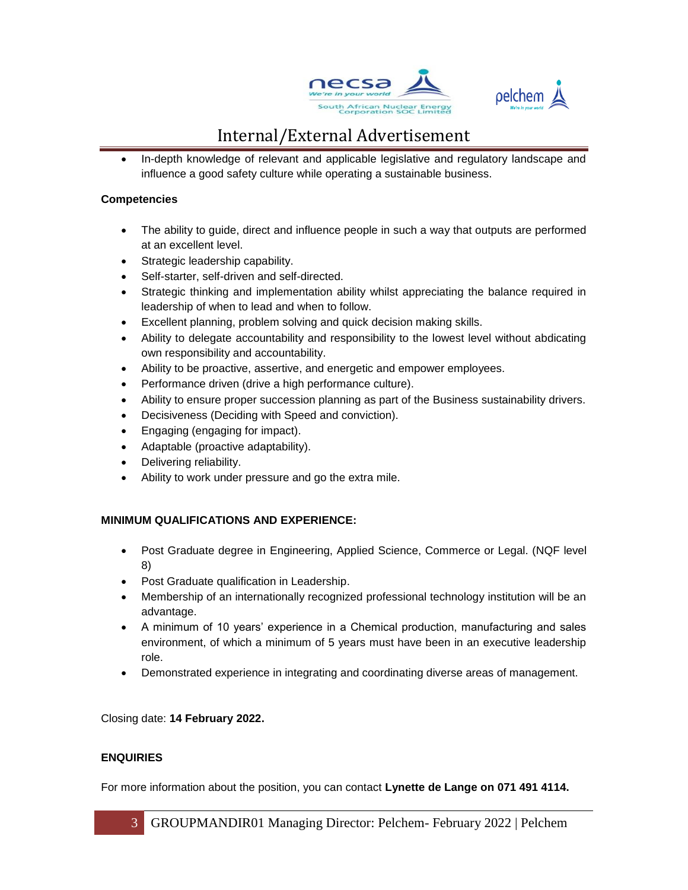- In-depth knowledge of relevant and applicable legislative and regulatory landscape and influence a good safety culture while operating a sustainable business.

**Competencies**

- The ability to guide, direct and influence people in such a way that outputs are performed at an excellent level.
- Strategic leadership capability.
- Self-starter, self-driven and self-directed.
- Strategic thinking and implementation ability whilst appreciating the balance required in leadership of when to lead and when to follow.
- Excellent planning, problem solving and quick decision making skills.
- Ability to delegate accountability and responsibility to the lowest level without abdicating own responsibility and accountability.
- Ability to be proactive, assertive, and energetic and empower employees.
- Performance driven (drive a high performance culture).
- Ability to ensure proper succession planning as part of the Business sustainability drivers.
- Decisiveness (Deciding with Speed and conviction).
- Engaging (engaging for impact).
- Adaptable (proactive adaptability).
- Delivering reliability.
- Ability to work under pressure and go the extra mile.

**MINIMUM QUALIFICATIONS AND EXPERIENCE:**

- Post Graduate degree in Engineering, Applied Science, Commerce or Legal. (NQF level 8)
- Post Graduate qualification in Leadership.
- Membership of an internationally recognized professional technology institution will be an advantage.
- A minimum of 10 years' experience in a Chemical production, manufacturing and sales environment, of which a minimum of 5 years must have been in an executive leadership role.
- Demonstrated experience in integrating and coordinating diverse areas of management.

Closing date: **14 February 2022.**

**ENQUIRIES**

For more information about the position, you can contact **Lynette de Lange on 071 491 4114.**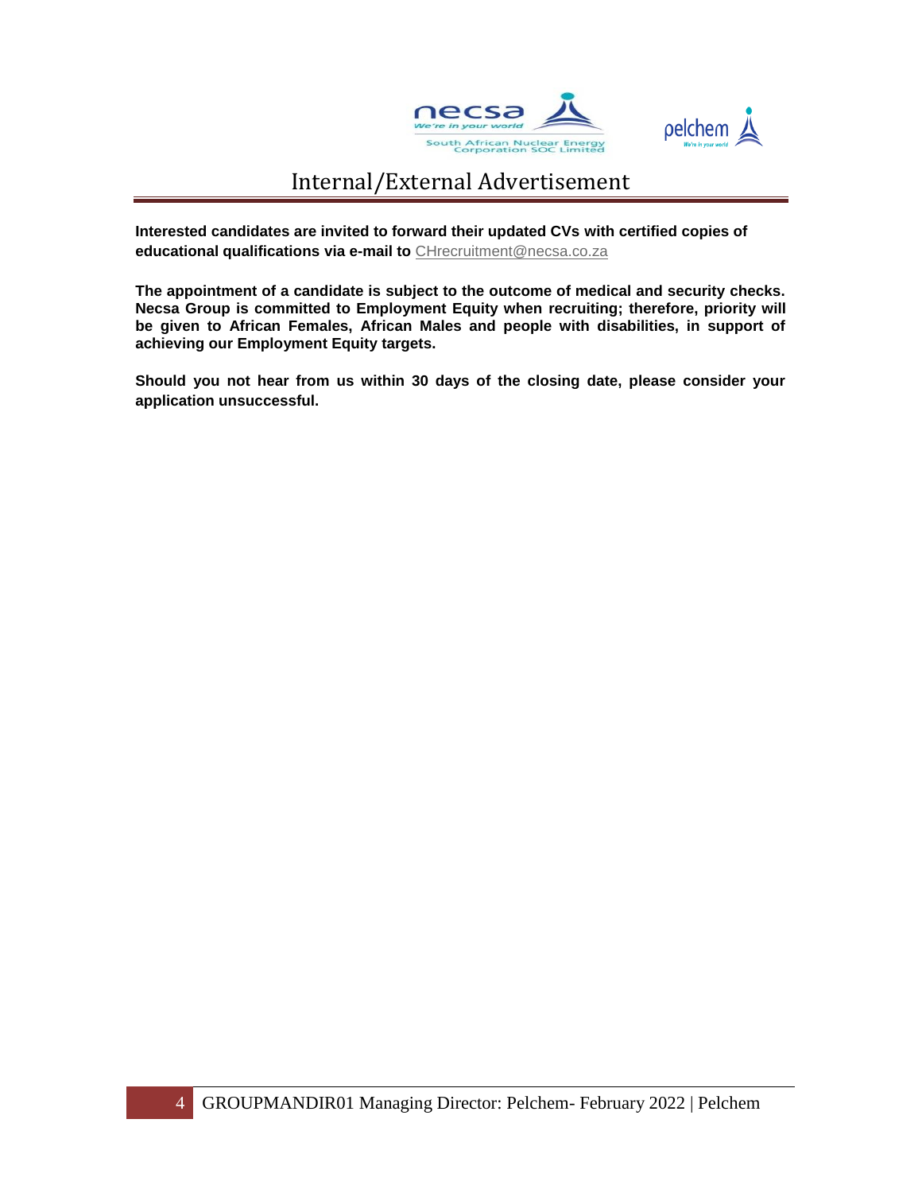# Internal/External Advertisement

**Interested candidates are invited to forward their updated CVs with certified copies of educational qualifications via e-mail to** CHrecruitment@necsa.co.za

**The appointment of a candidate is subject to the outcome of medical and security checks. Necsa Group is committed to Employment Equity when recruiting; therefore, priority will be given to African Females, African Males and people with disabilities, in support of achieving our Employment Equity targets.**

**Should you not hear from us within 30 days of the closing date, please consider your application unsuccessful.**